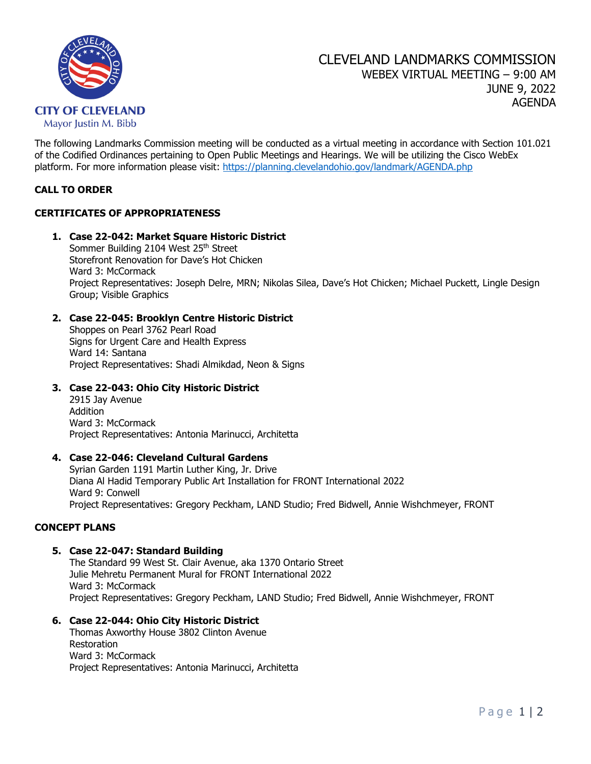CITY OF CLEVELAND
Mayor Justin M. Bibb

# CLEVELAND LANDMARKS COMMISSION

WEBEX VIRTUAL MEETING – 9:00 AM
JUNE 9, 2022
AGENDA

The following Landmarks Commission meeting will be conducted as a virtual meeting in accordance with Section 101.021 of the Codified Ordinances pertaining to Open Public Meetings and Hearings. We will be utilizing the Cisco WebEx platform. For more information please visit: https://planning.clevelandohio.gov/landmark/AGENDA.php

**CALL TO ORDER**

**CERTIFICATES OF APPROPRIATENESS**

1. **Case 22-042: Market Square Historic District**
   Sommer Building 2104 West 25th Street
   Storefront Renovation for Dave's Hot Chicken
   Ward 3: McCormack
   Project Representatives: Joseph Delre, MRN; Nikolas Silea, Dave's Hot Chicken; Michael Puckett, Lingle Design Group; Visible Graphics

2. **Case 22-045: Brooklyn Centre Historic District**
   Shoppes on Pearl 3762 Pearl Road
   Signs for Urgent Care and Health Express
   Ward 14: Santana
   Project Representatives: Shadi Almikdad, Neon & Signs

3. **Case 22-043: Ohio City Historic District**
   2915 Jay Avenue
   Addition
   Ward 3: McCormack
   Project Representatives: Antonia Marinucci, Architetta

4. **Case 22-046: Cleveland Cultural Gardens**
   Syrian Garden 1191 Martin Luther King, Jr. Drive
   Diana Al Hadid Temporary Public Art Installation for FRONT International 2022
   Ward 9: Conwell
   Project Representatives: Gregory Peckham, LAND Studio; Fred Bidwell, Annie Wishchmeyer, FRONT

**CONCEPT PLANS**

5. **Case 22-047: Standard Building**
   The Standard 99 West St. Clair Avenue, aka 1370 Ontario Street
   Julie Mehretu Permanent Mural for FRONT International 2022
   Ward 3: McCormack
   Project Representatives: Gregory Peckham, LAND Studio; Fred Bidwell, Annie Wishchmeyer, FRONT

6. **Case 22-044: Ohio City Historic District**
   Thomas Axworthy House 3802 Clinton Avenue
   Restoration
   Ward 3: McCormack
   Project Representatives: Antonia Marinucci, Architetta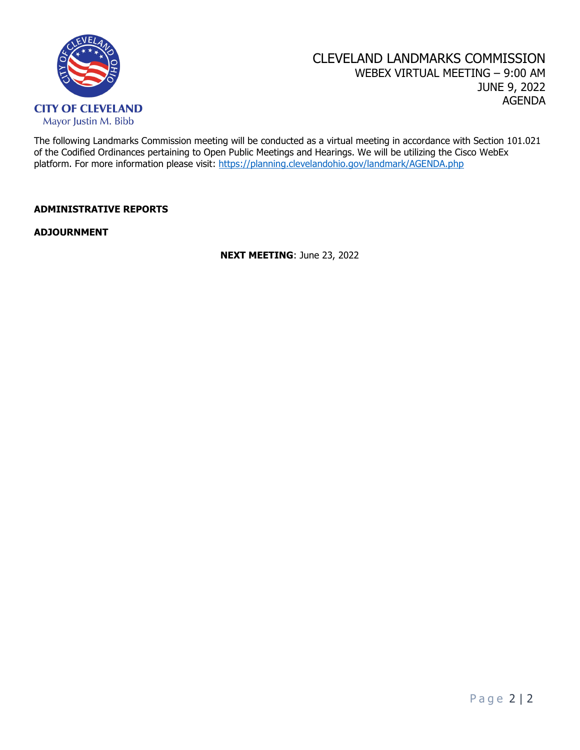CITY OF CLEVELAND
Mayor Justin M. Bibb

# CLEVELAND LANDMARKS COMMISSION

WEBEX VIRTUAL MEETING – 9:00 AM
JUNE 9, 2022
AGENDA

The following Landmarks Commission meeting will be conducted as a virtual meeting in accordance with Section 101.021 of the Codified Ordinances pertaining to Open Public Meetings and Hearings. We will be utilizing the Cisco WebEx platform. For more information please visit: https://planning.clevelandohio.gov/landmark/AGENDA.php

**ADMINISTRATIVE REPORTS**

**ADJOURNMENT**

**NEXT MEETING**: June 23, 2022